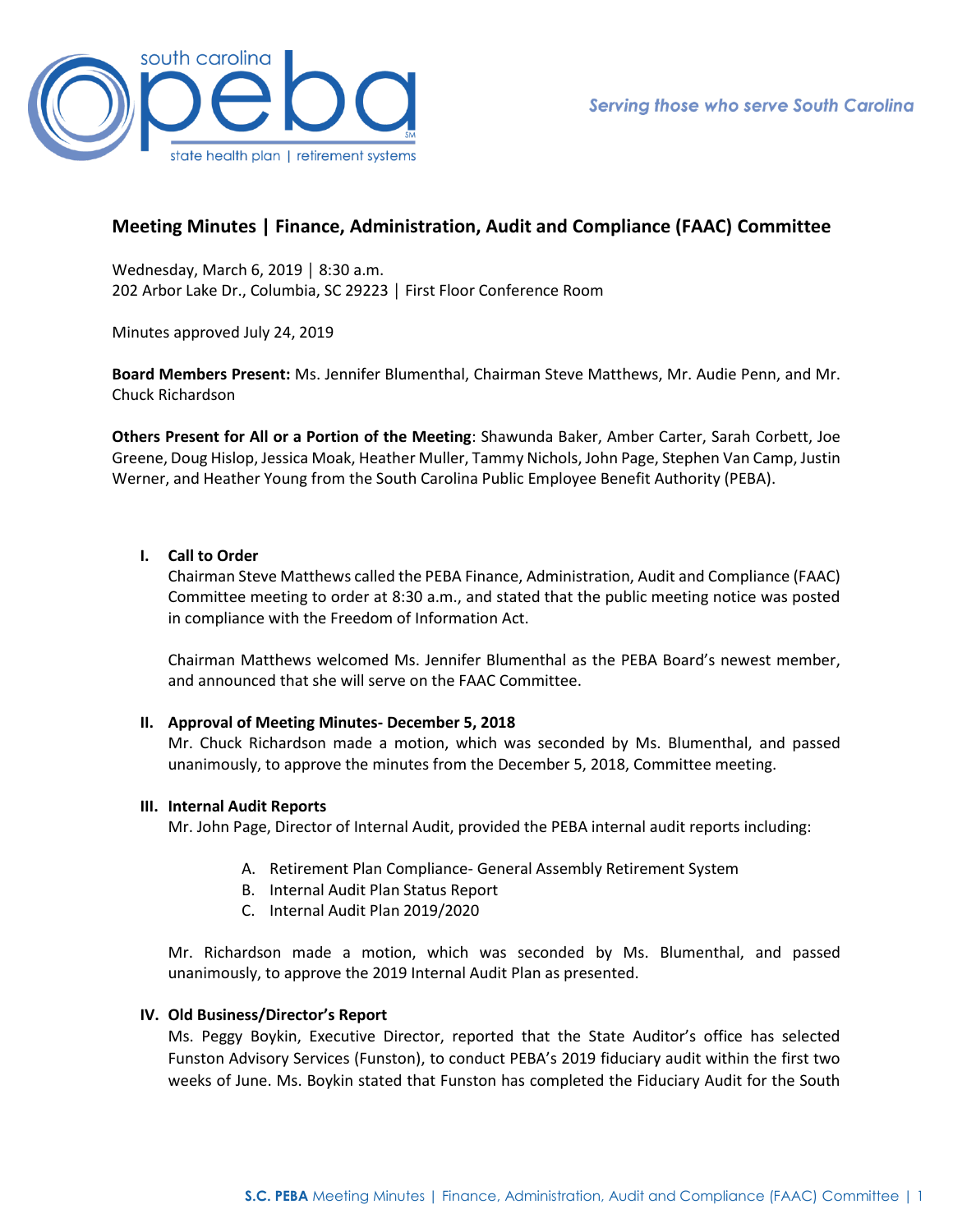# Meeting Minutes | Finance, Administration, Audit and Compliance (FAAC) Committee

Wednesday, March 6, 2019 │ 8:30 a.m.
202 Arbor Lake Dr., Columbia, SC 29223 │ First Floor Conference Room

Minutes approved July 24, 2019

**Board Members Present:** Ms. Jennifer Blumenthal, Chairman Steve Matthews, Mr. Audie Penn, and Mr. Chuck Richardson

**Others Present for All or a Portion of the Meeting**: Shawunda Baker, Amber Carter, Sarah Corbett, Joe Greene, Doug Hislop, Jessica Moak, Heather Muller, Tammy Nichols, John Page, Stephen Van Camp, Justin Werner, and Heather Young from the South Carolina Public Employee Benefit Authority (PEBA).

## I. Call to Order

Chairman Steve Matthews called the PEBA Finance, Administration, Audit and Compliance (FAAC) Committee meeting to order at 8:30 a.m., and stated that the public meeting notice was posted in compliance with the Freedom of Information Act.

Chairman Matthews welcomed Ms. Jennifer Blumenthal as the PEBA Board's newest member, and announced that she will serve on the FAAC Committee.

## II. Approval of Meeting Minutes- December 5, 2018

Mr. Chuck Richardson made a motion, which was seconded by Ms. Blumenthal, and passed unanimously, to approve the minutes from the December 5, 2018, Committee meeting.

## III. Internal Audit Reports

Mr. John Page, Director of Internal Audit, provided the PEBA internal audit reports including:

A. Retirement Plan Compliance- General Assembly Retirement System
B. Internal Audit Plan Status Report
C. Internal Audit Plan 2019/2020

Mr. Richardson made a motion, which was seconded by Ms. Blumenthal, and passed unanimously, to approve the 2019 Internal Audit Plan as presented.

## IV. Old Business/Director's Report

Ms. Peggy Boykin, Executive Director, reported that the State Auditor's office has selected Funston Advisory Services (Funston), to conduct PEBA's 2019 fiduciary audit within the first two weeks of June. Ms. Boykin stated that Funston has completed the Fiduciary Audit for the South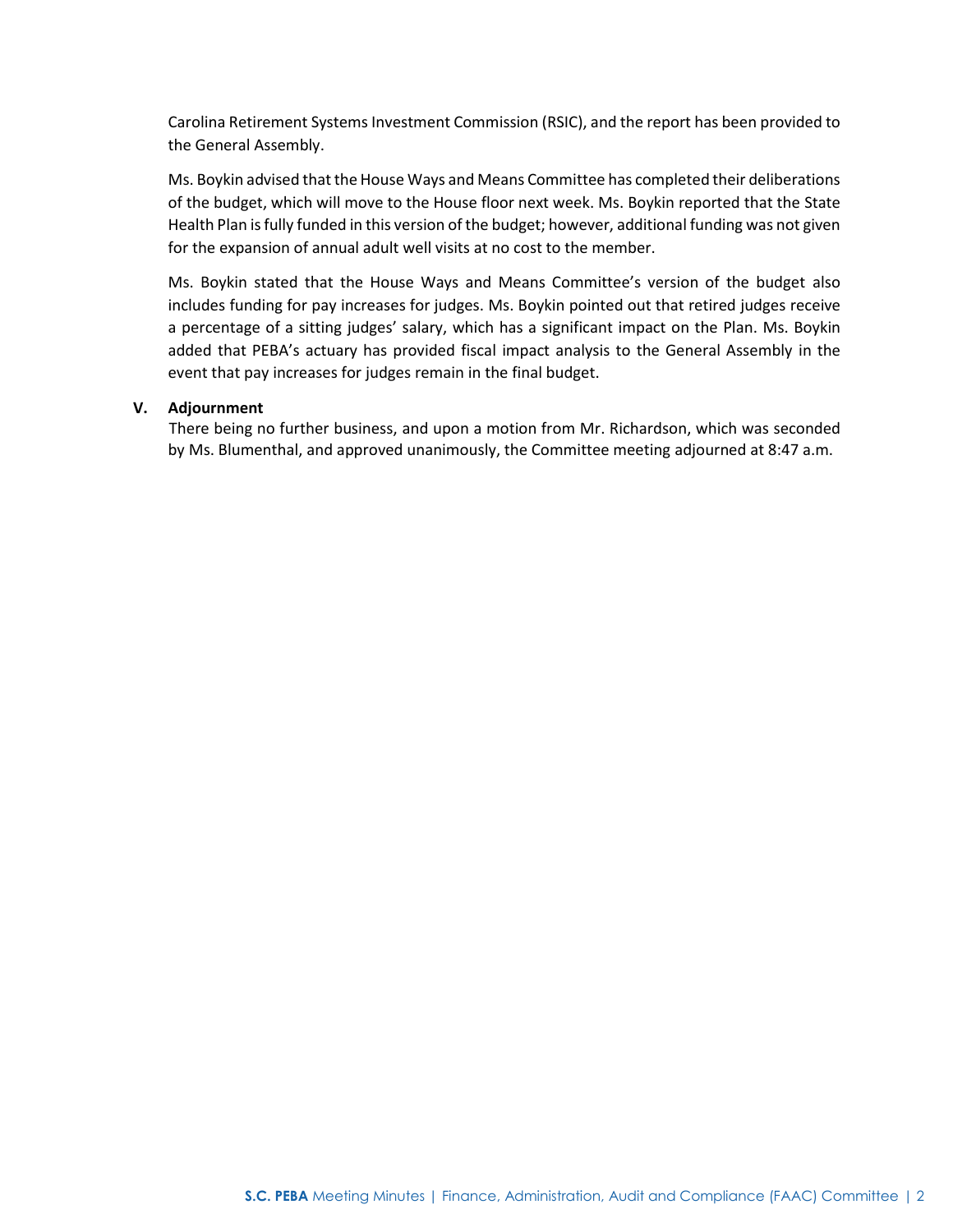Carolina Retirement Systems Investment Commission (RSIC), and the report has been provided to the General Assembly.

Ms. Boykin advised that the House Ways and Means Committee has completed their deliberations of the budget, which will move to the House floor next week. Ms. Boykin reported that the State Health Plan is fully funded in this version of the budget; however, additional funding was not given for the expansion of annual adult well visits at no cost to the member.

Ms. Boykin stated that the House Ways and Means Committee's version of the budget also includes funding for pay increases for judges. Ms. Boykin pointed out that retired judges receive a percentage of a sitting judges' salary, which has a significant impact on the Plan. Ms. Boykin added that PEBA's actuary has provided fiscal impact analysis to the General Assembly in the event that pay increases for judges remain in the final budget.

**V. Adjournment**

There being no further business, and upon a motion from Mr. Richardson, which was seconded by Ms. Blumenthal, and approved unanimously, the Committee meeting adjourned at 8:47 a.m.